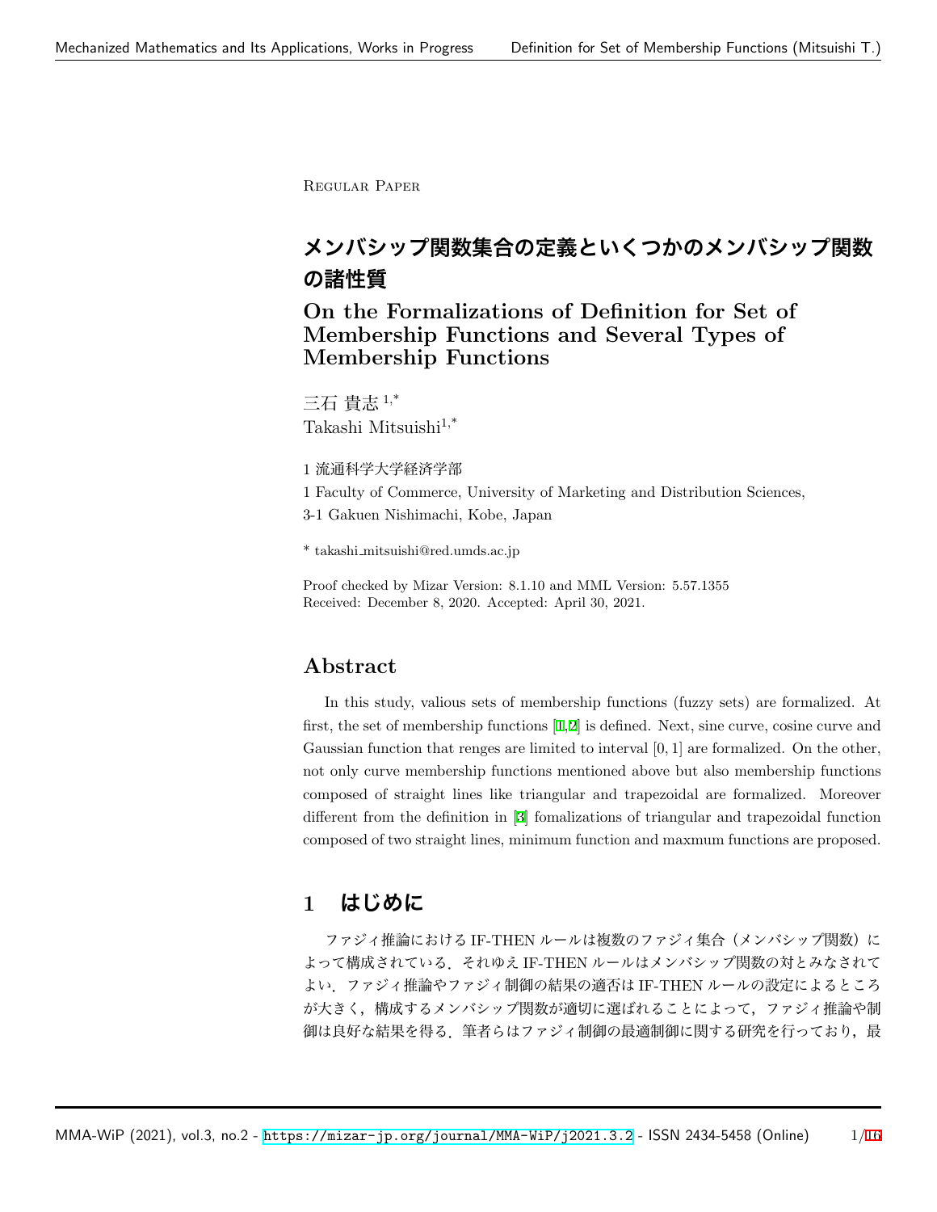Regular Paper

# メンバシップ関数集合の定義といくつかのメンバシップ関数の諸性質

## On the Formalizations of Definition for Set of Membership Functions and Several Types of Membership Functions

三石 貴志 [1,*]
Takashi Mitsuishi[1,*]

1 流通科学大学経済学部

1 Faculty of Commerce, University of Marketing and Distribution Sciences, 3-1 Gakuen Nishimachi, Kobe, Japan

* takashi_mitsuishi@red.umds.ac.jp

Proof checked by Mizar Version: 8.1.10 and MML Version: 5.57.1355
Received: December 8, 2020. Accepted: April 30, 2021.

## Abstract

In this study, valious sets of membership functions (fuzzy sets) are formalized. At first, the set of membership functions [1,2] is defined. Next, sine curve, cosine curve and Gaussian function that renges are limited to interval $[0, 1]$ are formalized. On the other, not only curve membership functions mentioned above but also membership functions composed of straight lines like triangular and trapezoidal are formalized. Moreover different from the definition in [3] fomalizations of triangular and trapezoidal function composed of two straight lines, minimum function and maxmum functions are proposed.

## 1 はじめに

ファジィ推論における IF-THEN ルールは複数のファジィ集合（メンバシップ関数）によって構成されている．それゆえ IF-THEN ルールはメンバシップ関数の対とみなされてよい．ファジィ推論やファジィ制御の結果の適否は IF-THEN ルールの設定によるところが大きく，構成するメンバシップ関数が適切に選ばれることによって，ファジィ推論や制御は良好な結果を得る．筆者らはファジィ制御の最適制御に関する研究を行っており，最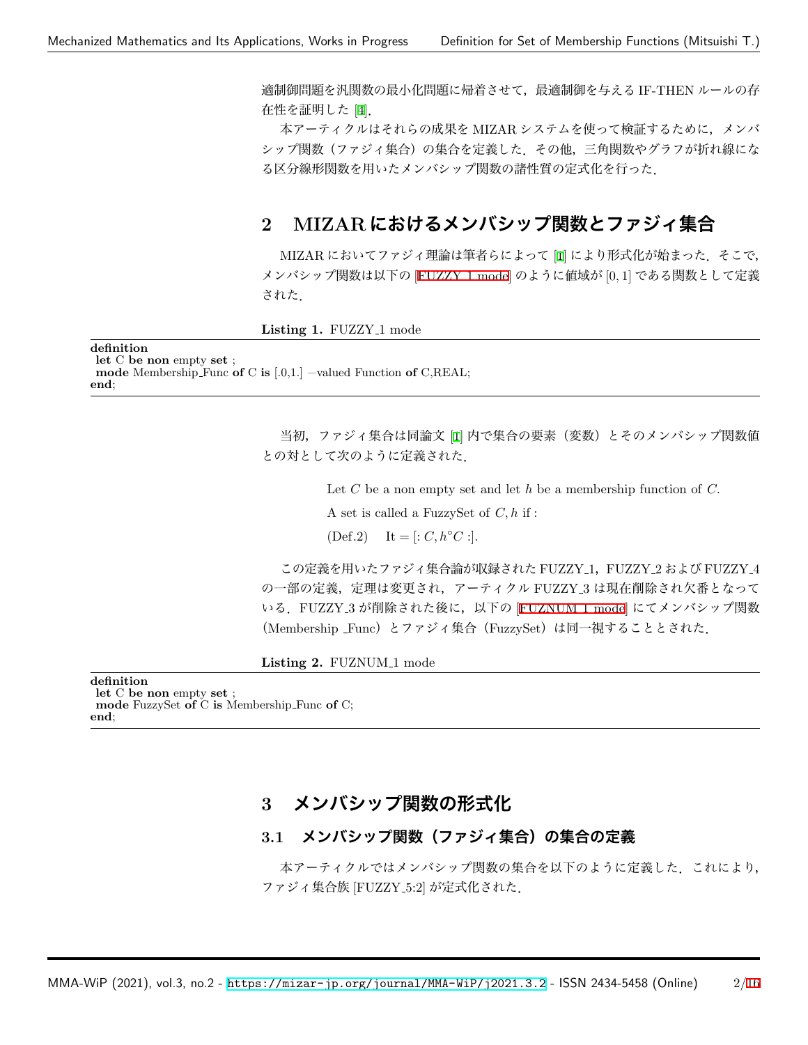適制御問題を汎関数の最小化問題に帰着させて，最適制御を与える IF-THEN ルールの存在性を証明した [4].

本アーティクルはそれらの成果を MIZAR システムを使って検証するために，メンバシップ関数（ファジィ集合）の集合を定義した．その他，三角関数やグラフが折れ線になる区分線形関数を用いたメンバシップ関数の諸性質の定式化を行った．

## 2　MIZAR におけるメンバシップ関数とファジィ集合

MIZAR においてファジィ理論は筆者らによって [1] により形式化が始まった．そこで，メンバシップ関数は以下の [FUZZY_1 mode] のように値域が $[0,1]$ である関数として定義された．

**Listing 1.** FUZZY_1 mode

```
definition
 let C be non empty set ;
 mode Membership_Func of C is [.0,1.] -valued Function of C,REAL;
end;
```

当初，ファジィ集合は同論文 [1] 内で集合の要素（変数）とそのメンバシップ関数値との対として次のように定義された．

> Let $C$ be a non empty set and let $h$ be a membership function of $C$.
>
> A set is called a FuzzySet of $C, h$ if :
>
> (Def.2)　It = [: $C, h^{\circ}C$ :].

この定義を用いたファジィ集合論が収録された FUZZY_1，FUZZY_2 および FUZZY_4 の一部の定義，定理は変更され，アーティクル FUZZY_3 は現在削除され欠番となっている．FUZZY_3 が削除された後に，以下の [FUZNUM_1 mode] にてメンバシップ関数（Membership _Func）とファジィ集合（FuzzySet）は同一視することとされた．

**Listing 2.** FUZNUM_1 mode

```
definition
 let C be non empty set ;
 mode FuzzySet of C is Membership_Func of C;
end;
```

## 3　メンバシップ関数の形式化

### 3.1　メンバシップ関数（ファジィ集合）の集合の定義

本アーティクルではメンバシップ関数の集合を以下のように定義した．これにより，ファジィ集合族 [FUZZY_5:2] が定式化された．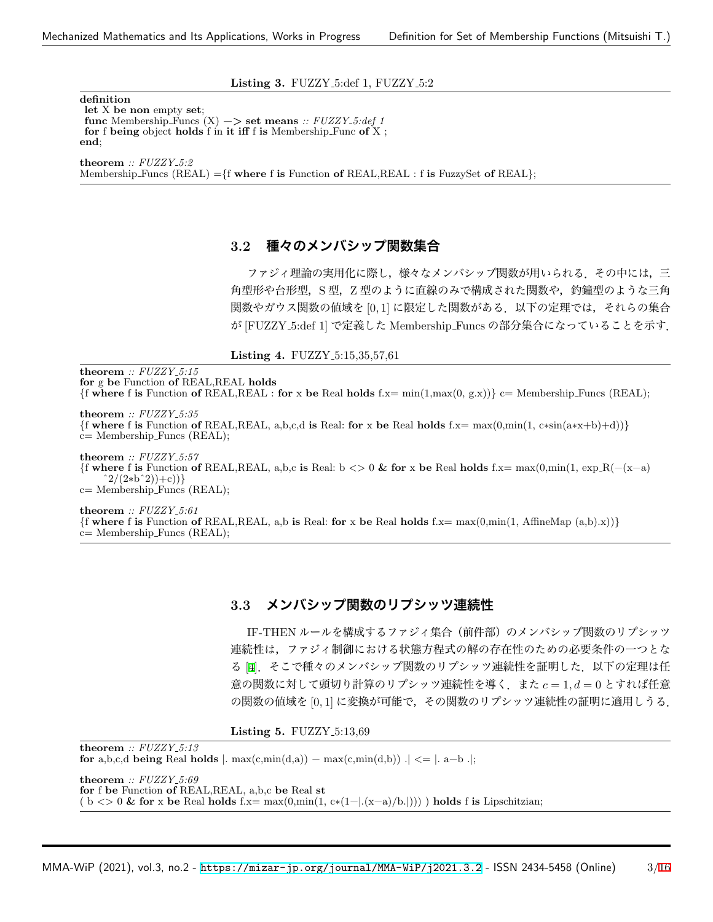**Listing 3.** FUZZY_5:def 1, FUZZY_5:2

```
definition
 let X be non empty set;
 func Membership_Funcs (X) −> set means :: FUZZY_5:def 1
 for f being object holds f in it iff f is Membership_Func of X ;
end;

theorem :: FUZZY_5:2
Membership_Funcs (REAL) ={f where f is Function of REAL,REAL : f is FuzzySet of REAL};
```

### 3.2 種々のメンバシップ関数集合

ファジィ理論の実用化に際し，様々なメンバシップ関数が用いられる．その中には，三角型形や台形型，S 型，Z 型のように直線のみで構成された関数や，釣鐘型のような三角関数やガウス関数の値域を $[0,1]$ に限定した関数がある．以下の定理では，それらの集合が [FUZZY_5:def 1] で定義した Membership_Funcs の部分集合になっていることを示す．

**Listing 4.** FUZZY_5:15,35,57,61

```
theorem :: FUZZY_5:15
for g be Function of REAL,REAL holds
{f where f is Function of REAL,REAL : for x be Real holds f.x= min(1,max(0, g.x))} c= Membership_Funcs (REAL);

theorem :: FUZZY_5:35
{f where f is Function of REAL,REAL, a,b,c,d is Real: for x be Real holds f.x= max(0,min(1, c∗sin(a∗x+b)+d))}
c= Membership_Funcs (REAL);

theorem :: FUZZY_5:57
{f where f is Function of REAL,REAL, a,b,c is Real: b <> 0 & for x be Real holds f.x= max(0,min(1, exp_R(−(x−a)
      ^2/(2∗b^2))+c))}
c= Membership_Funcs (REAL);

theorem :: FUZZY_5:61
{f where f is Function of REAL,REAL, a,b is Real: for x be Real holds f.x= max(0,min(1, AffineMap (a,b).x))}
c= Membership_Funcs (REAL);
```

### 3.3 メンバシップ関数のリプシッツ連続性

IF-THEN ルールを構成するファジィ集合（前件部）のメンバシップ関数のリプシッツ連続性は，ファジィ制御における状態方程式の解の存在性のための必要条件の一つとなる [4]．そこで種々のメンバシップ関数のリプシッツ連続性を証明した．以下の定理は任意の関数に対して頭切り計算のリプシッツ連続性を導く．また $c=1, d=0$ とすれば任意の関数の値域を $[0,1]$ に変換が可能で，その関数のリプシッツ連続性の証明に適用しうる．

**Listing 5.** FUZZY_5:13,69

```
theorem :: FUZZY_5:13
for a,b,c,d being Real holds |. max(c,min(d,a)) − max(c,min(d,b)) .| <= |. a−b .|;

theorem :: FUZZY_5:69
for f be Function of REAL,REAL, a,b,c be Real st
( b <> 0 & for x be Real holds f.x= max(0,min(1, c∗(1−|.(x−a)/b.|))) ) holds f is Lipschitzian;
```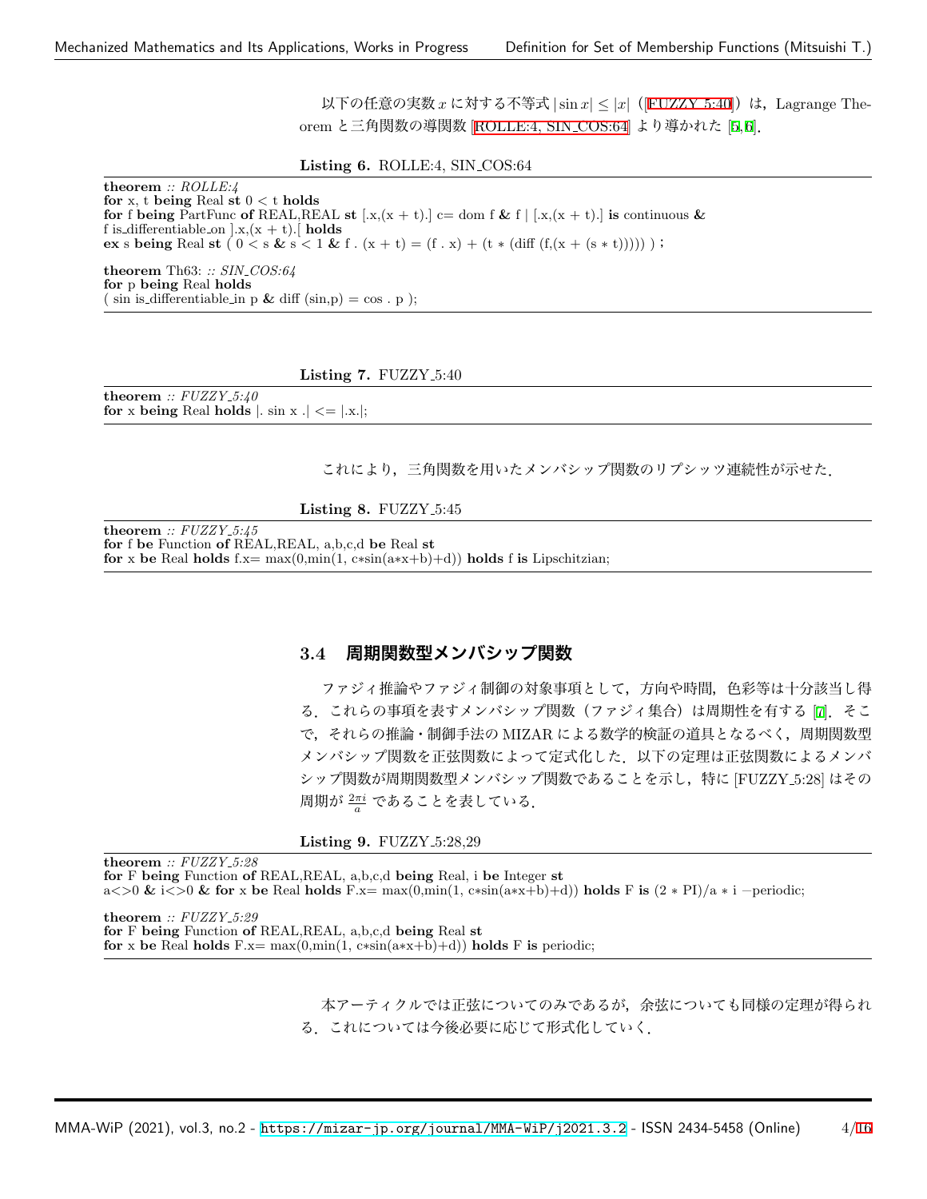以下の任意の実数 $x$ に対する不等式 $|\sin x| \leq |x|$（[FUZZY_5:40]）は，Lagrange Theorem と三角関数の導関数 [ROLLE:4, SIN_COS:64] より導かれた [5,6]．

**Listing 6.** ROLLE:4, SIN_COS:64

```
theorem :: ROLLE:4
for x, t being Real st 0 < t holds
for f being PartFunc of REAL,REAL st [.x,(x + t).] c= dom f & f | [.x,(x + t).] is continuous &
f is_differentiable_on ].x,(x + t).[ holds
ex s being Real st ( 0 < s & s < 1 & f . (x + t) = (f . x) + (t * (diff (f,(x + (s * t))))) );

theorem Th63: :: SIN_COS:64
for p being Real holds
( sin is_differentiable_in p & diff (sin,p) = cos . p );
```

**Listing 7.** FUZZY_5:40

```
theorem :: FUZZY_5:40
for x being Real holds |. sin x .| <= |.x.|;
```

これにより，三角関数を用いたメンバシップ関数のリプシッツ連続性が示せた．

**Listing 8.** FUZZY_5:45

```
theorem :: FUZZY_5:45
for f be Function of REAL,REAL, a,b,c,d be Real st
for x be Real holds f.x= max(0,min(1, c*sin(a*x+b)+d)) holds f is Lipschitzian;
```

### 3.4 周期関数型メンバシップ関数

ファジィ推論やファジィ制御の対象事項として，方向や時間，色彩等は十分該当し得る．これらの事項を表すメンバシップ関数（ファジィ集合）は周期性を有する [7]．そこで，それらの推論・制御手法の MIZAR による数学的検証の道具となるべく，周期関数型メンバシップ関数を正弦関数によって定式化した．以下の定理は正弦関数によるメンバシップ関数が周期関数型メンバシップ関数であることを示し，特に [FUZZY_5:28] はその周期が $\frac{2\pi i}{a}$ であることを表している．

**Listing 9.** FUZZY_5:28,29

```
theorem :: FUZZY_5:28
for F being Function of REAL,REAL, a,b,c,d being Real, i be Integer st
a<>0 & i<>0 & for x be Real holds F.x= max(0,min(1, c*sin(a*x+b)+d)) holds F is (2 * PI)/a * i -periodic;

theorem :: FUZZY_5:29
for F being Function of REAL,REAL, a,b,c,d being Real st
for x be Real holds F.x= max(0,min(1, c*sin(a*x+b)+d)) holds F is periodic;
```

本アーティクルでは正弦についてのみであるが，余弦についても同様の定理が得られる．これについては今後必要に応じて形式化していく．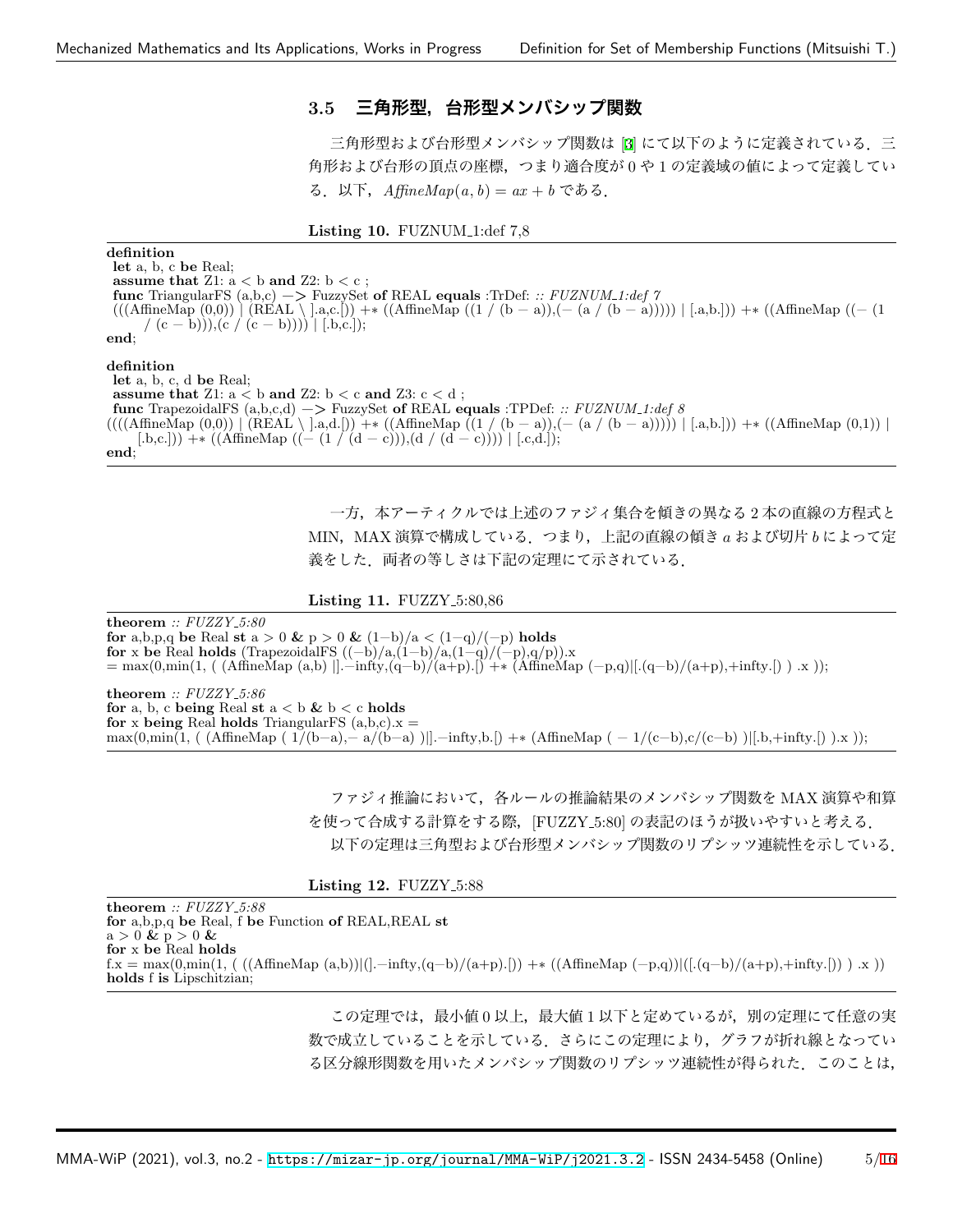### 3.5 三角形型，台形型メンバシップ関数

三角形型および台形型メンバシップ関数は [3] にて以下のように定義されている．三角形および台形の頂点の座標，つまり適合度が 0 や 1 の定義域の値によって定義している．以下，$AffineMap(a, b) = ax + b$ である．

**Listing 10.** FUZNUM_1:def 7,8

```
definition
 let a, b, c be Real;
 assume that Z1: a < b and Z2: b < c ;
 func TriangularFS (a,b,c) −> FuzzySet of REAL equals :TrDef: :: FUZNUM_1:def 7
 (((AffineMap (0,0)) | (REAL \ ].a,c.[)) +* ((AffineMap ((1 / (b − a)),(− (a / (b − a))))) | [.a,b.])) +* ((AffineMap ((− (1
     / (c − b))),(c / (c − b)))) | [.b,c.]);
end;

definition
 let a, b, c, d be Real;
 assume that Z1: a < b and Z2: b < c and Z3: c < d ;
 func TrapezoidalFS (a,b,c,d) −> FuzzySet of REAL equals :TPDef: :: FUZNUM_1:def 8
((((AffineMap (0,0)) | (REAL \ ].a,d.[)) +* ((AffineMap ((1 / (b − a)),(− (a / (b − a))))) | [.a,b.])) +* ((AffineMap (0,1)) |
     [.b,c.])) +* ((AffineMap ((− (1 / (d − c))),(d / (d − c)))) | [.c,d.]);
end;
```

一方，本アーティクルでは上述のファジィ集合を傾きの異なる 2 本の直線の方程式と MIN，MAX 演算で構成している．つまり，上記の直線の傾き $a$ および切片 $b$ によって定義をした．両者の等しさは下記の定理にて示されている．

**Listing 11.** FUZZY_5:80,86

```
theorem :: FUZZY_5:80
for a,b,p,q be Real st a > 0 & p > 0 & (1−b)/a < (1−q)/(−p) holds
for x be Real holds (TrapezoidalFS ((−b)/a,(1−b)/a,(1−q)/(−p),q/p)).x
= max(0,min(1, ( (AffineMap (a,b) |].−infty,(q−b)/(a+p).[) +* (AffineMap (−p,q)|[.(q−b)/(a+p),+infty.[) ) .x ));

theorem :: FUZZY_5:86
for a, b, c being Real st a < b & b < c holds
for x being Real holds TriangularFS (a,b,c).x =
max(0,min(1, ( (AffineMap ( 1/(b−a),− a/(b−a) )|].−infty,b.[) +* (AffineMap ( − 1/(c−b),c/(c−b) )|[.b,+infty.[) ).x ));
```

ファジィ推論において，各ルールの推論結果のメンバシップ関数を MAX 演算や和算を使って合成する計算をする際，[FUZZY_5:80] の表記のほうが扱いやすいと考える．

以下の定理は三角型および台形型メンバシップ関数のリプシッツ連続性を示している．

**Listing 12.** FUZZY_5:88

```
theorem :: FUZZY_5:88
for a,b,p,q be Real, f be Function of REAL,REAL st
a > 0 & p > 0 &
for x be Real holds
f.x = max(0,min(1, ( ((AffineMap (a,b))|(].−infty,(q−b)/(a+p).[)) +* ((AffineMap (−p,q))|([.(q−b)/(a+p),+infty.[)) ) .x ))
holds f is Lipschitzian;
```

この定理では，最小値 0 以上，最大値 1 以下と定めているが，別の定理にて任意の実数で成立していることを示している．さらにこの定理により，グラフが折れ線となっている区分線形関数を用いたメンバシップ関数のリプシッツ連続性が得られた．このことは，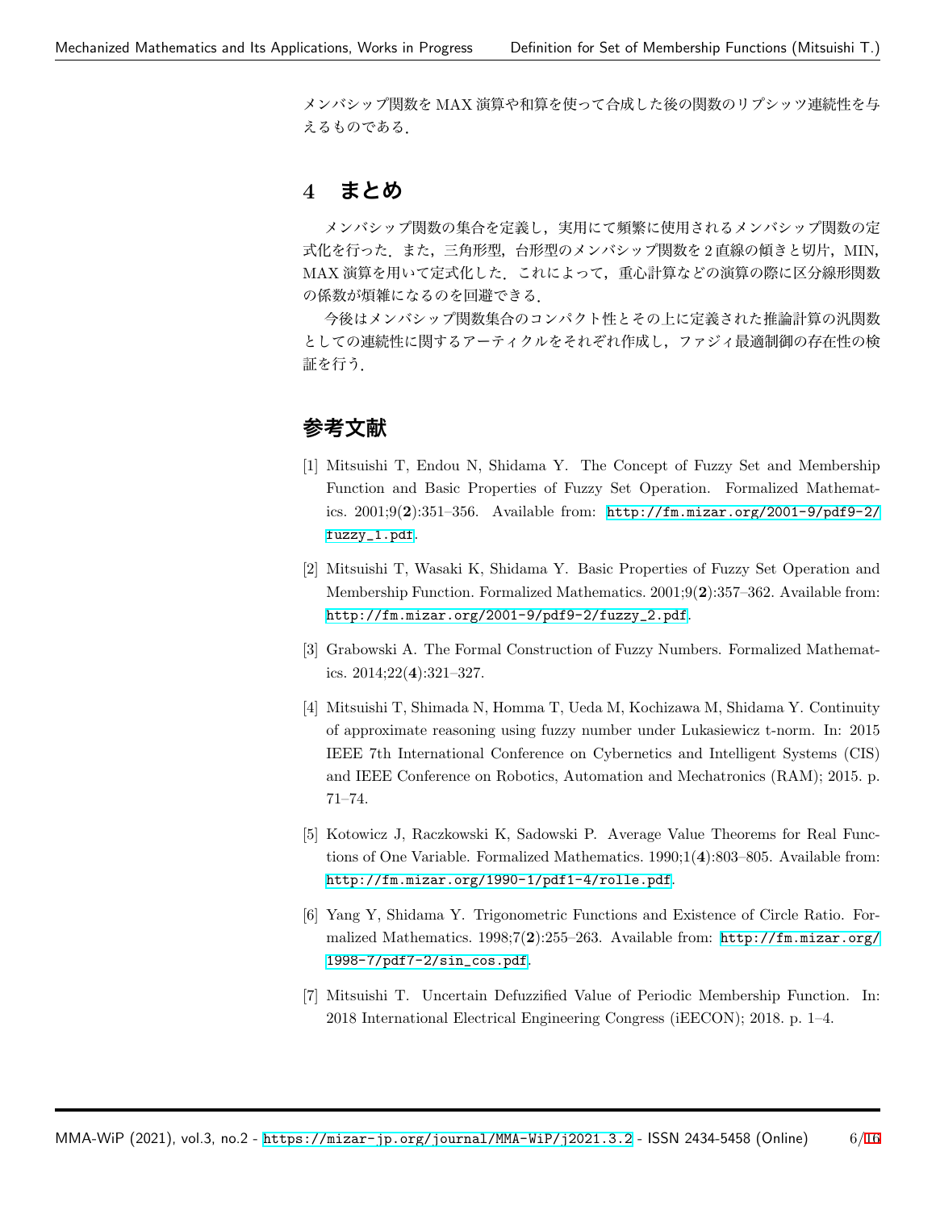メンバシップ関数を MAX 演算や和算を使って合成した後の関数のリプシッツ連続性を与えるものである．

## 4 まとめ

メンバシップ関数の集合を定義し，実用にて頻繁に使用されるメンバシップ関数の定式化を行った．また，三角形型，台形型のメンバシップ関数を 2 直線の傾きと切片，MIN, MAX 演算を用いて定式化した．これによって，重心計算などの演算の際に区分線形関数の係数が煩雑になるのを回避できる．

今後はメンバシップ関数集合のコンパクト性とその上に定義された推論計算の汎関数としての連続性に関するアーティクルをそれぞれ作成し，ファジィ最適制御の存在性の検証を行う．

## 参考文献

[1] Mitsuishi T, Endou N, Shidama Y. The Concept of Fuzzy Set and Membership Function and Basic Properties of Fuzzy Set Operation. Formalized Mathematics. 2001;9(**2**):351–356. Available from: http://fm.mizar.org/2001-9/pdf9-2/fuzzy_1.pdf.

[2] Mitsuishi T, Wasaki K, Shidama Y. Basic Properties of Fuzzy Set Operation and Membership Function. Formalized Mathematics. 2001;9(**2**):357–362. Available from: http://fm.mizar.org/2001-9/pdf9-2/fuzzy_2.pdf.

[3] Grabowski A. The Formal Construction of Fuzzy Numbers. Formalized Mathematics. 2014;22(**4**):321–327.

[4] Mitsuishi T, Shimada N, Homma T, Ueda M, Kochizawa M, Shidama Y. Continuity of approximate reasoning using fuzzy number under Lukasiewicz t-norm. In: 2015 IEEE 7th International Conference on Cybernetics and Intelligent Systems (CIS) and IEEE Conference on Robotics, Automation and Mechatronics (RAM); 2015. p. 71–74.

[5] Kotowicz J, Raczkowski K, Sadowski P. Average Value Theorems for Real Functions of One Variable. Formalized Mathematics. 1990;1(**4**):803–805. Available from: http://fm.mizar.org/1990-1/pdf1-4/rolle.pdf.

[6] Yang Y, Shidama Y. Trigonometric Functions and Existence of Circle Ratio. Formalized Mathematics. 1998;7(**2**):255–263. Available from: http://fm.mizar.org/1998-7/pdf7-2/sin_cos.pdf.

[7] Mitsuishi T. Uncertain Defuzzified Value of Periodic Membership Function. In: 2018 International Electrical Engineering Congress (iEECON); 2018. p. 1–4.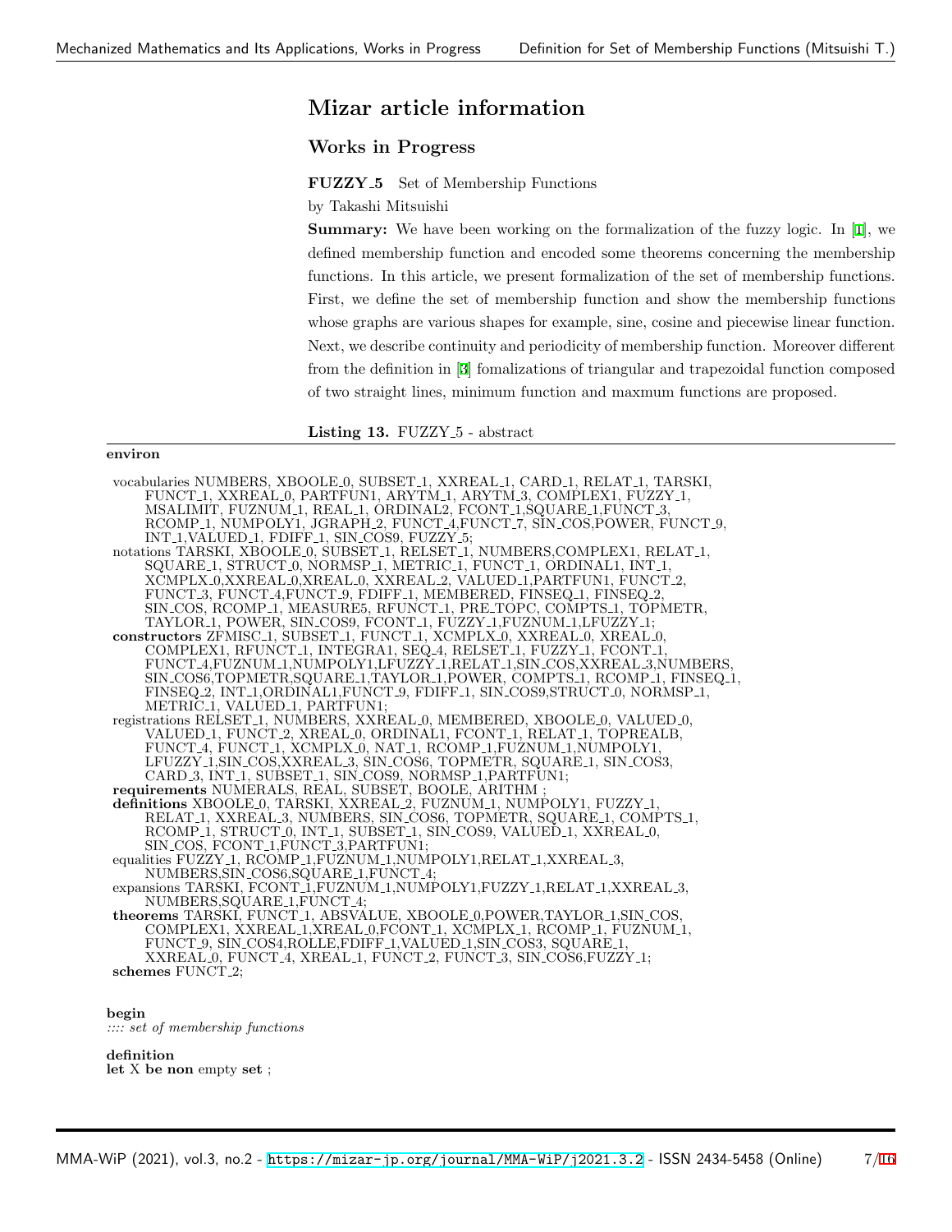## Mizar article information

### Works in Progress

**FUZZY_5** Set of Membership Functions

by Takashi Mitsuishi

**Summary:** We have been working on the formalization of the fuzzy logic. In [1], we defined membership function and encoded some theorems concerning the membership functions. In this article, we present formalization of the set of membership functions. First, we define the set of membership function and show the membership functions whose graphs are various shapes for example, sine, cosine and piecewise linear function. Next, we describe continuity and periodicity of membership function. Moreover different from the definition in [3] fomalizations of triangular and trapezoidal function composed of two straight lines, minimum function and maxmum functions are proposed.

**Listing 13.** FUZZY_5 - abstract

```
environ

 vocabularies NUMBERS, XBOOLE_0, SUBSET_1, XXREAL_1, CARD_1, RELAT_1, TARSKI,
      FUNCT_1, XXREAL_0, PARTFUN1, ARYTM_1, ARYTM_3, COMPLEX1, FUZZY_1,
      MSALIMIT, FUZNUM_1, REAL_1, ORDINAL2, FCONT_1,SQUARE_1,FUNCT_3,
      RCOMP_1, NUMPOLY1, JGRAPH_2, FUNCT_4,FUNCT_7, SIN_COS,POWER, FUNCT_9,
      INT_1,VALUED_1, FDIFF_1, SIN_COS9, FUZZY_5;
 notations TARSKI, XBOOLE_0, SUBSET_1, RELSET_1, NUMBERS,COMPLEX1, RELAT_1,
      SQUARE_1, STRUCT_0, NORMSP_1, METRIC_1, FUNCT_1, ORDINAL1, INT_1,
      XCMPLX_0,XXREAL_0,XREAL_0, XXREAL_2, VALUED_1,PARTFUN1, FUNCT_2,
      FUNCT_3, FUNCT_4,FUNCT_9, FDIFF_1, MEMBERED, FINSEQ_1, FINSEQ_2,
      SIN_COS, RCOMP_1, MEASURE5, RFUNCT_1, PRE_TOPC, COMPTS_1, TOPMETR,
      TAYLOR_1, POWER, SIN_COS9, FCONT_1, FUZZY_1,FUZNUM_1,LFUZZY_1;
 constructors ZFMISC_1, SUBSET_1, FUNCT_1, XCMPLX_0, XXREAL_0, XREAL_0,
      COMPLEX1, RFUNCT_1, INTEGRA1, SEQ_4, RELSET_1, FUZZY_1, FCONT_1,
      FUNCT_4,FUZNUM_1,NUMPOLY1,LFUZZY_1,RELAT_1,SIN_COS,XXREAL_3,NUMBERS,
      SIN_COS6,TOPMETR,SQUARE_1,TAYLOR_1,POWER, COMPTS_1, RCOMP_1, FINSEQ_1,
      FINSEQ_2, INT_1,ORDINAL1,FUNCT_9, FDIFF_1, SIN_COS9,STRUCT_0, NORMSP_1,
      METRIC_1, VALUED_1, PARTFUN1;
 registrations RELSET_1, NUMBERS, XXREAL_0, MEMBERED, XBOOLE_0, VALUED_0,
      VALUED_1, FUNCT_2, XREAL_0, ORDINAL1, FCONT_1, RELAT_1, TOPREALB,
      FUNCT_4, FUNCT_1, XCMPLX_0, NAT_1, RCOMP_1,FUZNUM_1,NUMPOLY1,
      LFUZZY_1,SIN_COS,XXREAL_3, SIN_COS6, TOPMETR, SQUARE_1, SIN_COS3,
      CARD_3, INT_1, SUBSET_1, SIN_COS9, NORMSP_1,PARTFUN1;
 requirements NUMERALS, REAL, SUBSET, BOOLE, ARITHM ;
 definitions XBOOLE_0, TARSKI, XXREAL_2, FUZNUM_1, NUMPOLY1, FUZZY_1,
      RELAT_1, XXREAL_3, NUMBERS, SIN_COS6, TOPMETR, SQUARE_1, COMPTS_1,
      RCOMP_1, STRUCT_0, INT_1, SUBSET_1, SIN_COS9, VALUED_1, XXREAL_0,
      SIN_COS, FCONT_1,FUNCT_3,PARTFUN1;
 equalities FUZZY_1, RCOMP_1,FUZNUM_1,NUMPOLY1,RELAT_1,XXREAL_3,
      NUMBERS,SIN_COS6,SQUARE_1,FUNCT_4;
 expansions TARSKI, FCONT_1,FUZNUM_1,NUMPOLY1,FUZZY_1,RELAT_1,XXREAL_3,
      NUMBERS,SQUARE_1,FUNCT_4;
 theorems TARSKI, FUNCT_1, ABSVALUE, XBOOLE_0,POWER,TAYLOR_1,SIN_COS,
      COMPLEX1, XXREAL_1,XREAL_0,FCONT_1, XCMPLX_1, RCOMP_1, FUZNUM_1,
      FUNCT_9, SIN_COS4,ROLLE,FDIFF_1,VALUED_1,SIN_COS3, SQUARE_1,
      XXREAL_0, FUNCT_4, XREAL_1, FUNCT_2, FUNCT_3, SIN_COS6,FUZZY_1;
 schemes FUNCT_2;

begin
:::: set of membership functions

definition
let X be non empty set ;
```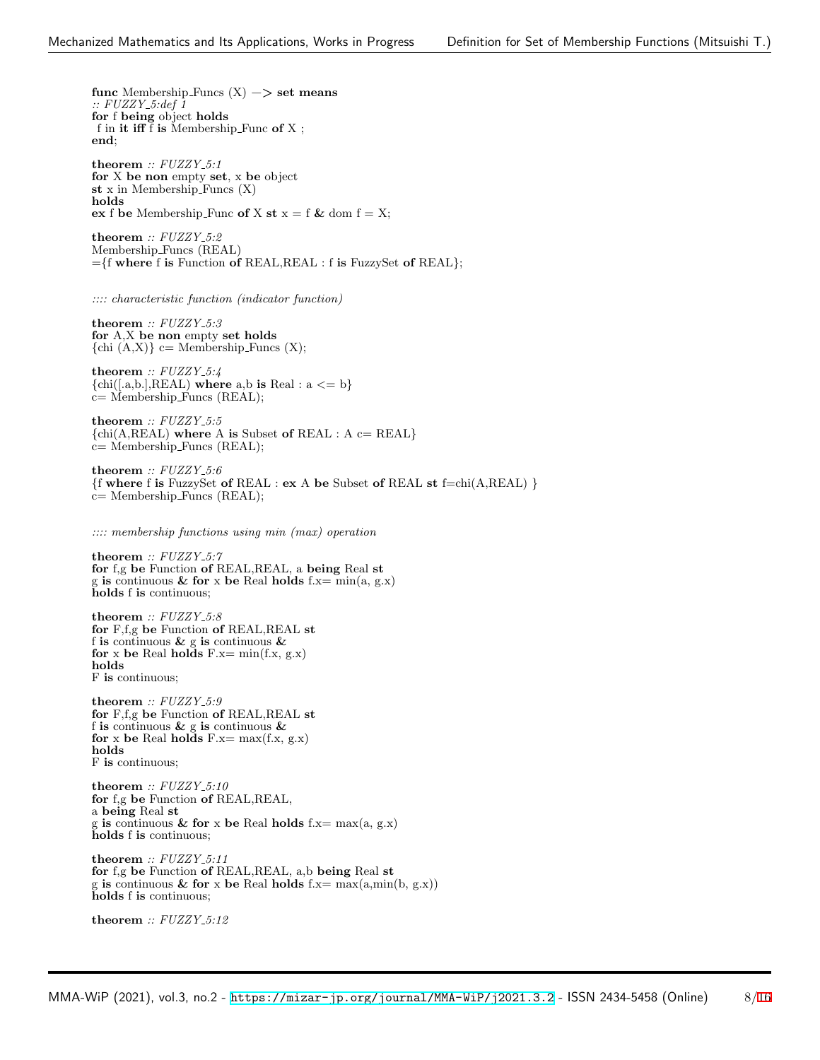```
func Membership_Funcs (X) -> set means
:: FUZZY_5:def 1
for f being object holds
 f in it iff f is Membership_Func of X ;
end;

theorem :: FUZZY_5:1
for X be non empty set, x be object
st x in Membership_Funcs (X)
holds
ex f be Membership_Func of X st x = f & dom f = X;

theorem :: FUZZY_5:2
Membership_Funcs (REAL)
={f where f is Function of REAL,REAL : f is FuzzySet of REAL};


:::: characteristic function (indicator function)

theorem :: FUZZY_5:3
for A,X be non empty set holds
{chi (A,X)} c= Membership_Funcs (X);

theorem :: FUZZY_5:4
{chi([.a,b.],REAL) where a,b is Real : a <= b}
c= Membership_Funcs (REAL);

theorem :: FUZZY_5:5
{chi(A,REAL) where A is Subset of REAL : A c= REAL}
c= Membership_Funcs (REAL);

theorem :: FUZZY_5:6
{f where f is FuzzySet of REAL : ex A be Subset of REAL st f=chi(A,REAL) }
c= Membership_Funcs (REAL);


:::: membership functions using min (max) operation

theorem :: FUZZY_5:7
for f,g be Function of REAL,REAL, a being Real st
g is continuous & for x be Real holds f.x= min(a, g.x)
holds f is continuous;

theorem :: FUZZY_5:8
for F,f,g be Function of REAL,REAL st
f is continuous & g is continuous &
for x be Real holds F.x= min(f.x, g.x)
holds
F is continuous;

theorem :: FUZZY_5:9
for F,f,g be Function of REAL,REAL st
f is continuous & g is continuous &
for x be Real holds F.x= max(f.x, g.x)
holds
F is continuous;

theorem :: FUZZY_5:10
for f,g be Function of REAL,REAL,
a being Real st
g is continuous & for x be Real holds f.x= max(a, g.x)
holds f is continuous;

theorem :: FUZZY_5:11
for f,g be Function of REAL,REAL, a,b being Real st
g is continuous & for x be Real holds f.x= max(a,min(b, g.x))
holds f is continuous;

theorem :: FUZZY_5:12
```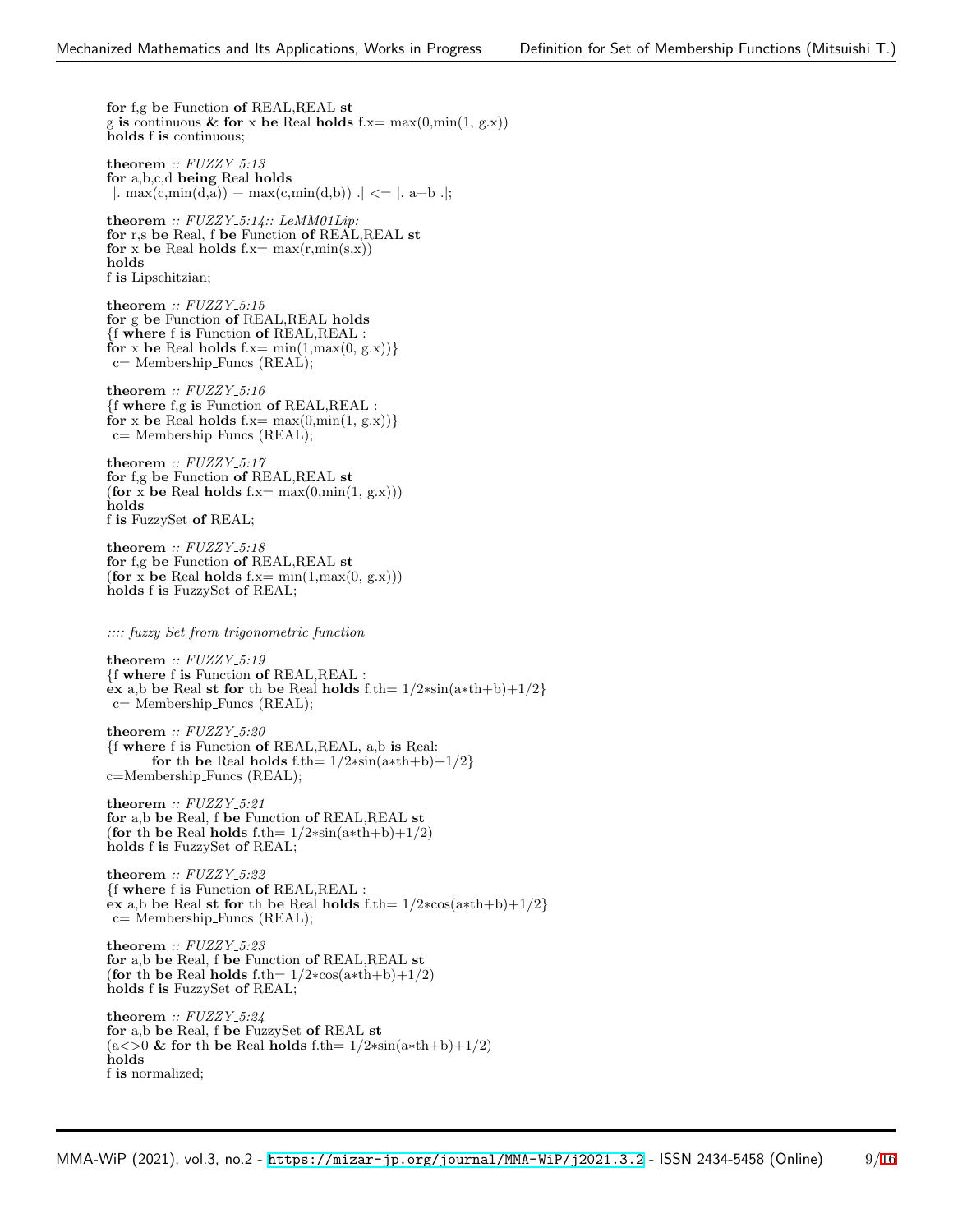```
for f,g be Function of REAL,REAL st
g is continuous & for x be Real holds f.x= max(0,min(1, g.x))
holds f is continuous;

theorem :: FUZZY_5:13
for a,b,c,d being Real holds
 |. max(c,min(d,a)) - max(c,min(d,b)) .| <= |. a-b .|;

theorem :: FUZZY_5:14:: LeMM01Lip:
for r,s be Real, f be Function of REAL,REAL st
for x be Real holds f.x= max(r,min(s,x))
holds
f is Lipschitzian;

theorem :: FUZZY_5:15
for g be Function of REAL,REAL holds
{f where f is Function of REAL,REAL :
for x be Real holds f.x= min(1,max(0, g.x))}
 c= Membership_Funcs (REAL);

theorem :: FUZZY_5:16
{f where f,g is Function of REAL,REAL :
for x be Real holds f.x= max(0,min(1, g.x))}
 c= Membership_Funcs (REAL);

theorem :: FUZZY_5:17
for f,g be Function of REAL,REAL st
(for x be Real holds f.x= max(0,min(1, g.x)))
holds
f is FuzzySet of REAL;

theorem :: FUZZY_5:18
for f,g be Function of REAL,REAL st
(for x be Real holds f.x= min(1,max(0, g.x)))
holds f is FuzzySet of REAL;


:::: fuzzy Set from trigonometric function

theorem :: FUZZY_5:19
{f where f is Function of REAL,REAL :
ex a,b be Real st for th be Real holds f.th= 1/2*sin(a*th+b)+1/2}
 c= Membership_Funcs (REAL);

theorem :: FUZZY_5:20
{f where f is Function of REAL,REAL, a,b is Real:
        for th be Real holds f.th= 1/2*sin(a*th+b)+1/2}
c=Membership_Funcs (REAL);

theorem :: FUZZY_5:21
for a,b be Real, f be Function of REAL,REAL st
(for th be Real holds f.th= 1/2*sin(a*th+b)+1/2)
holds f is FuzzySet of REAL;

theorem :: FUZZY_5:22
{f where f is Function of REAL,REAL :
ex a,b be Real st for th be Real holds f.th= 1/2*cos(a*th+b)+1/2}
 c= Membership_Funcs (REAL);

theorem :: FUZZY_5:23
for a,b be Real, f be Function of REAL,REAL st
(for th be Real holds f.th= 1/2*cos(a*th+b)+1/2)
holds f is FuzzySet of REAL;

theorem :: FUZZY_5:24
for a,b be Real, f be FuzzySet of REAL st
(a<>0 & for th be Real holds f.th= 1/2*sin(a*th+b)+1/2)
holds
f is normalized;
```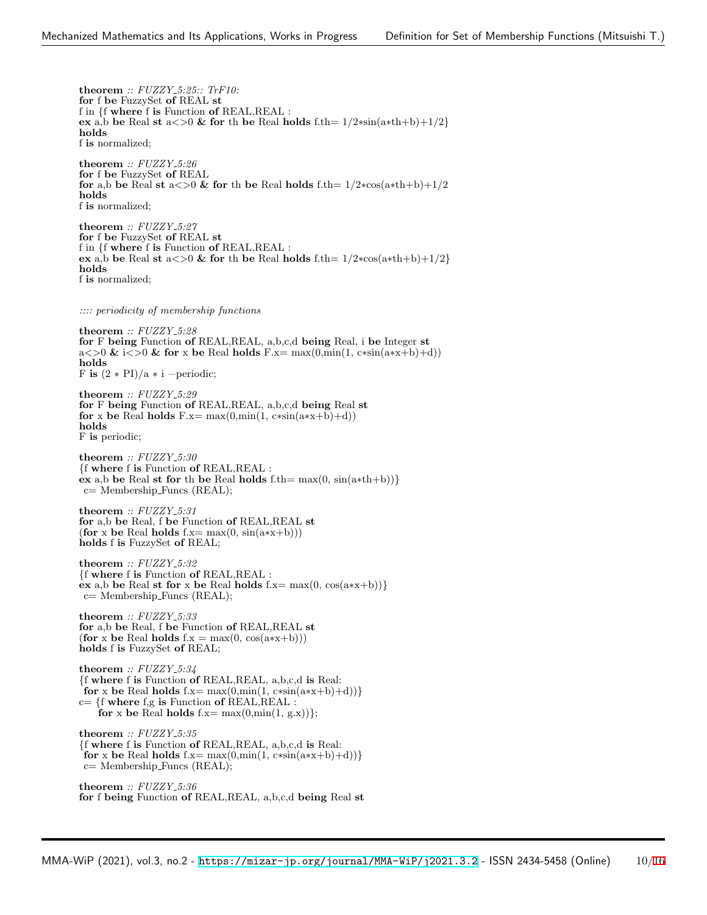**theorem** *:: FUZZY_5:25:: TrF10:*
**for** f **be** FuzzySet **of** REAL **st**
f in {f **where** f **is** Function **of** REAL,REAL :
**ex** a,b **be** Real **st** a<>0 **&** **for** th **be** Real **holds** f.th= 1/2*sin(a*th+b)+1/2}
**holds**
f **is** normalized;

**theorem** *:: FUZZY_5:26*
**for** f **be** FuzzySet **of** REAL
**for** a,b **be** Real **st** a<>0 **&** **for** th **be** Real **holds** f.th= 1/2*cos(a*th+b)+1/2
**holds**
f **is** normalized;

**theorem** *:: FUZZY_5:27*
**for** f **be** FuzzySet **of** REAL **st**
f in {f **where** f **is** Function **of** REAL,REAL :
**ex** a,b **be** Real **st** a<>0 **&** **for** th **be** Real **holds** f.th= 1/2*cos(a*th+b)+1/2}
**holds**
f **is** normalized;

*:::: periodicity of membership functions*

**theorem** *:: FUZZY_5:28*
**for** F **being** Function **of** REAL,REAL, a,b,c,d **being** Real, i **be** Integer **st**
a<>0 **&** i<>0 **&** **for** x **be** Real **holds** F.x= max(0,min(1, c*sin(a*x+b)+d))
**holds**
F **is** (2 * PI)/a * i −periodic;

**theorem** *:: FUZZY_5:29*
**for** F **being** Function **of** REAL,REAL, a,b,c,d **being** Real **st**
**for** x **be** Real **holds** F.x= max(0,min(1, c*sin(a*x+b)+d))
**holds**
F **is** periodic;

**theorem** *:: FUZZY_5:30*
{f **where** f **is** Function **of** REAL,REAL :
**ex** a,b **be** Real **st** **for** th **be** Real **holds** f.th= max(0, sin(a*th+b))}
c= Membership_Funcs (REAL);

**theorem** *:: FUZZY_5:31*
**for** a,b **be** Real, f **be** Function **of** REAL,REAL **st**
(**for** x **be** Real **holds** f.x= max(0, sin(a*x+b)))
**holds** f **is** FuzzySet **of** REAL;

**theorem** *:: FUZZY_5:32*
{f **where** f **is** Function **of** REAL,REAL :
**ex** a,b **be** Real **st** **for** x **be** Real **holds** f.x= max(0, cos(a*x+b))}
c= Membership_Funcs (REAL);

**theorem** *:: FUZZY_5:33*
**for** a,b **be** Real, f **be** Function **of** REAL,REAL **st**
(**for** x **be** Real **holds** f.x = max(0, cos(a*x+b)))
**holds** f **is** FuzzySet **of** REAL;

**theorem** *:: FUZZY_5:34*
{f **where** f **is** Function **of** REAL,REAL, a,b,c,d **is** Real:
**for** x **be** Real **holds** f.x= max(0,min(1, c*sin(a*x+b)+d))}
c= {f **where** f,g **is** Function **of** REAL,REAL :
**for** x **be** Real **holds** f.x= max(0,min(1, g.x))};

**theorem** *:: FUZZY_5:35*
{f **where** f **is** Function **of** REAL,REAL, a,b,c,d **is** Real:
**for** x **be** Real **holds** f.x= max(0,min(1, c*sin(a*x+b)+d))}
c= Membership_Funcs (REAL);

**theorem** *:: FUZZY_5:36*
**for** f **being** Function **of** REAL,REAL, a,b,c,d **being** Real **st**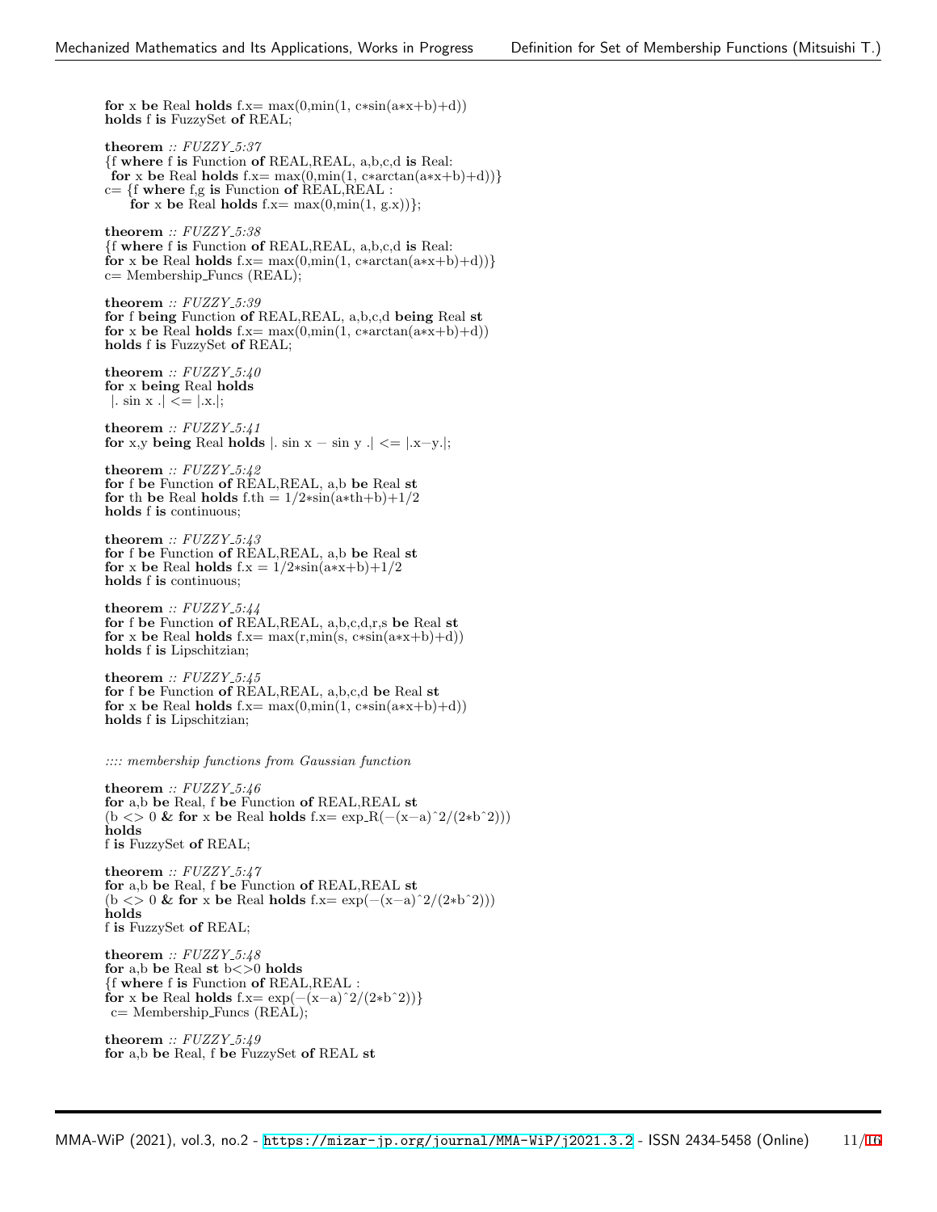```
for x be Real holds f.x= max(0,min(1, c*sin(a*x+b)+d))
holds f is FuzzySet of REAL;

theorem :: FUZZY_5:37
{f where f is Function of REAL,REAL, a,b,c,d is Real:
 for x be Real holds f.x= max(0,min(1, c*arctan(a*x+b)+d))}
c= {f where f,g is Function of REAL,REAL :
    for x be Real holds f.x= max(0,min(1, g.x))};

theorem :: FUZZY_5:38
{f where f is Function of REAL,REAL, a,b,c,d is Real:
for x be Real holds f.x= max(0,min(1, c*arctan(a*x+b)+d))}
c= Membership_Funcs (REAL);

theorem :: FUZZY_5:39
for f being Function of REAL,REAL, a,b,c,d being Real st
for x be Real holds f.x= max(0,min(1, c*arctan(a*x+b)+d))
holds f is FuzzySet of REAL;

theorem :: FUZZY_5:40
for x being Real holds
 |. sin x .| <= |.x.|;

theorem :: FUZZY_5:41
for x,y being Real holds |. sin x - sin y .| <= |.x-y.|;

theorem :: FUZZY_5:42
for f be Function of REAL,REAL, a,b be Real st
for th be Real holds f.th = 1/2*sin(a*th+b)+1/2
holds f is continuous;

theorem :: FUZZY_5:43
for f be Function of REAL,REAL, a,b be Real st
for x be Real holds f.x = 1/2*sin(a*x+b)+1/2
holds f is continuous;

theorem :: FUZZY_5:44
for f be Function of REAL,REAL, a,b,c,d,r,s be Real st
for x be Real holds f.x= max(r,min(s, c*sin(a*x+b)+d))
holds f is Lipschitzian;

theorem :: FUZZY_5:45
for f be Function of REAL,REAL, a,b,c,d be Real st
for x be Real holds f.x= max(0,min(1, c*sin(a*x+b)+d))
holds f is Lipschitzian;


:::: membership functions from Gaussian function

theorem :: FUZZY_5:46
for a,b be Real, f be Function of REAL,REAL st
(b <> 0 & for x be Real holds f.x= exp_R(-(x-a)^2/(2*b^2)))
holds
f is FuzzySet of REAL;

theorem :: FUZZY_5:47
for a,b be Real, f be Function of REAL,REAL st
(b <> 0 & for x be Real holds f.x= exp(-(x-a)^2/(2*b^2)))
holds
f is FuzzySet of REAL;

theorem :: FUZZY_5:48
for a,b be Real st b<>0 holds
{f where f is Function of REAL,REAL :
for x be Real holds f.x= exp(-(x-a)^2/(2*b^2))}
 c= Membership_Funcs (REAL);

theorem :: FUZZY_5:49
for a,b be Real, f be FuzzySet of REAL st
```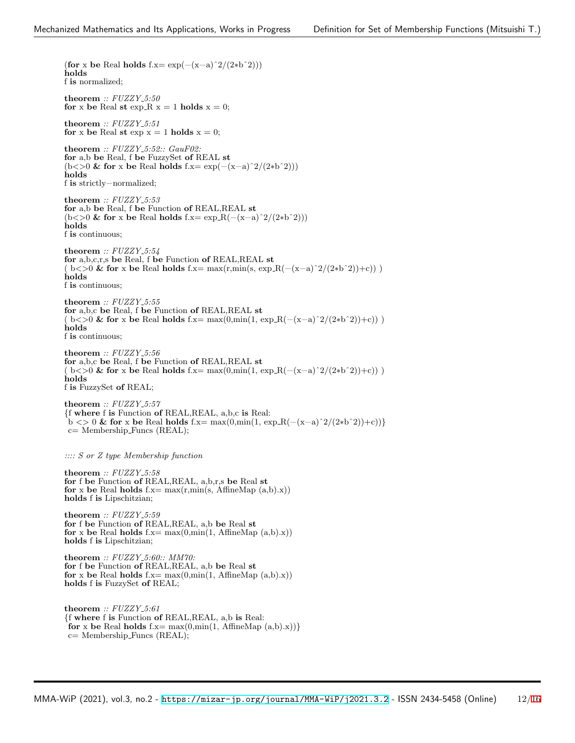```
(for x be Real holds f.x= exp(−(x−a)^2/(2*b^2)))
holds
f is normalized;

theorem :: FUZZY_5:50
for x be Real st exp_R x = 1 holds x = 0;

theorem :: FUZZY_5:51
for x be Real st exp x = 1 holds x = 0;

theorem :: FUZZY_5:52:: GauF02:
for a,b be Real, f be FuzzySet of REAL st
(b<>0 & for x be Real holds f.x= exp(−(x−a)^2/(2*b^2)))
holds
f is strictly−normalized;

theorem :: FUZZY_5:53
for a,b be Real, f be Function of REAL,REAL st
(b<>0 & for x be Real holds f.x= exp_R(−(x−a)^2/(2*b^2)))
holds
f is continuous;

theorem :: FUZZY_5:54
for a,b,c,r,s be Real, f be Function of REAL,REAL st
( b<>0 & for x be Real holds f.x= max(r,min(s, exp_R(−(x−a)^2/(2*b^2))+c)) )
holds
f is continuous;

theorem :: FUZZY_5:55
for a,b,c be Real, f be Function of REAL,REAL st
( b<>0 & for x be Real holds f.x= max(0,min(1, exp_R(−(x−a)^2/(2*b^2))+c)) )
holds
f is continuous;

theorem :: FUZZY_5:56
for a,b,c be Real, f be Function of REAL,REAL st
( b<>0 & for x be Real holds f.x= max(0,min(1, exp_R(−(x−a)^2/(2*b^2))+c)) )
holds
f is FuzzySet of REAL;

theorem :: FUZZY_5:57
{f where f is Function of REAL,REAL, a,b,c is Real:
 b <> 0 & for x be Real holds f.x= max(0,min(1, exp_R(−(x−a)^2/(2*b^2))+c))}
 c= Membership_Funcs (REAL);


:::: S or Z type Membership function

theorem :: FUZZY_5:58
for f be Function of REAL,REAL, a,b,r,s be Real st
for x be Real holds f.x= max(r,min(s, AffineMap (a,b).x))
holds f is Lipschitzian;

theorem :: FUZZY_5:59
for f be Function of REAL,REAL, a,b be Real st
for x be Real holds f.x= max(0,min(1, AffineMap (a,b).x))
holds f is Lipschitzian;

theorem :: FUZZY_5:60:: MM70:
for f be Function of REAL,REAL, a,b be Real st
for x be Real holds f.x= max(0,min(1, AffineMap (a,b).x))
holds f is FuzzySet of REAL;


theorem :: FUZZY_5:61
{f where f is Function of REAL,REAL, a,b is Real:
 for x be Real holds f.x= max(0,min(1, AffineMap (a,b).x))}
 c= Membership_Funcs (REAL);
```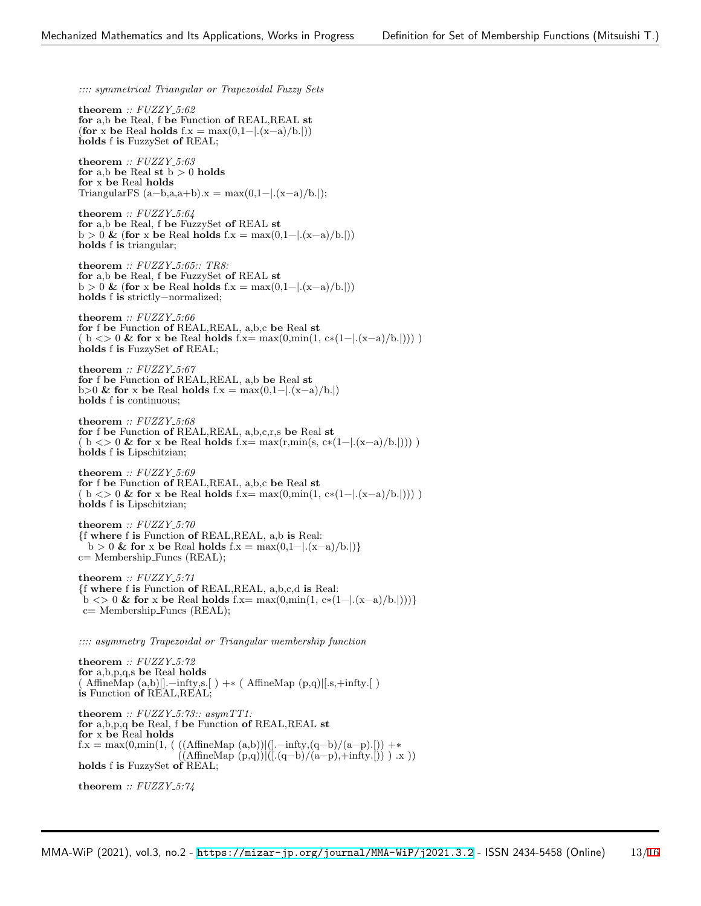:::: *symmetrical Triangular or Trapezoidal Fuzzy Sets*

```
theorem :: FUZZY_5:62
for a,b be Real, f be Function of REAL,REAL st
(for x be Real holds f.x = max(0,1-|.(x-a)/b.|))
holds f is FuzzySet of REAL;

theorem :: FUZZY_5:63
for a,b be Real st b > 0 holds
for x be Real holds
TriangularFS (a-b,a,a+b).x = max(0,1-|.(x-a)/b.|);

theorem :: FUZZY_5:64
for a,b be Real, f be FuzzySet of REAL st
b > 0 & (for x be Real holds f.x = max(0,1-|.(x-a)/b.|))
holds f is triangular;

theorem :: FUZZY_5:65:: TR8:
for a,b be Real, f be FuzzySet of REAL st
b > 0 & (for x be Real holds f.x = max(0,1-|.(x-a)/b.|))
holds f is strictly-normalized;

theorem :: FUZZY_5:66
for f be Function of REAL,REAL, a,b,c be Real st
( b <> 0 & for x be Real holds f.x= max(0,min(1, c*(1-|.(x-a)/b.|))) )
holds f is FuzzySet of REAL;

theorem :: FUZZY_5:67
for f be Function of REAL,REAL, a,b be Real st
b>0 & for x be Real holds f.x = max(0,1-|.(x-a)/b.|)
holds f is continuous;

theorem :: FUZZY_5:68
for f be Function of REAL,REAL, a,b,c,r,s be Real st
( b <> 0 & for x be Real holds f.x= max(r,min(s, c*(1-|.(x-a)/b.|))) )
holds f is Lipschitzian;

theorem :: FUZZY_5:69
for f be Function of REAL,REAL, a,b,c be Real st
( b <> 0 & for x be Real holds f.x= max(0,min(1, c*(1-|.(x-a)/b.|))) )
holds f is Lipschitzian;

theorem :: FUZZY_5:70
{f where f is Function of REAL,REAL, a,b is Real:
  b > 0 & for x be Real holds f.x = max(0,1-|.(x-a)/b.|)}
c= Membership_Funcs (REAL);

theorem :: FUZZY_5:71
{f where f is Function of REAL,REAL, a,b,c,d is Real:
 b <> 0 & for x be Real holds f.x= max(0,min(1, c*(1-|.(x-a)/b.|)))}
 c= Membership_Funcs (REAL);
```

:::: *asymmetry Trapezoidal or Triangular membership function*

```
theorem :: FUZZY_5:72
for a,b,p,q,s be Real holds
( AffineMap (a,b)|].-infty,s.[ ) +* ( AffineMap (p,q)|[.s,+infty.[ )
is Function of REAL,REAL;

theorem :: FUZZY_5:73:: asymTT1:
for a,b,p,q be Real, f be Function of REAL,REAL st
for x be Real holds
f.x = max(0,min(1, ( ((AffineMap (a,b))|(].-infty,(q-b)/(a-p).[)) +*
                    ((AffineMap (p,q))|([.(q-b)/(a-p),+infty.[)) ) .x ))
holds f is FuzzySet of REAL;

theorem :: FUZZY_5:74
```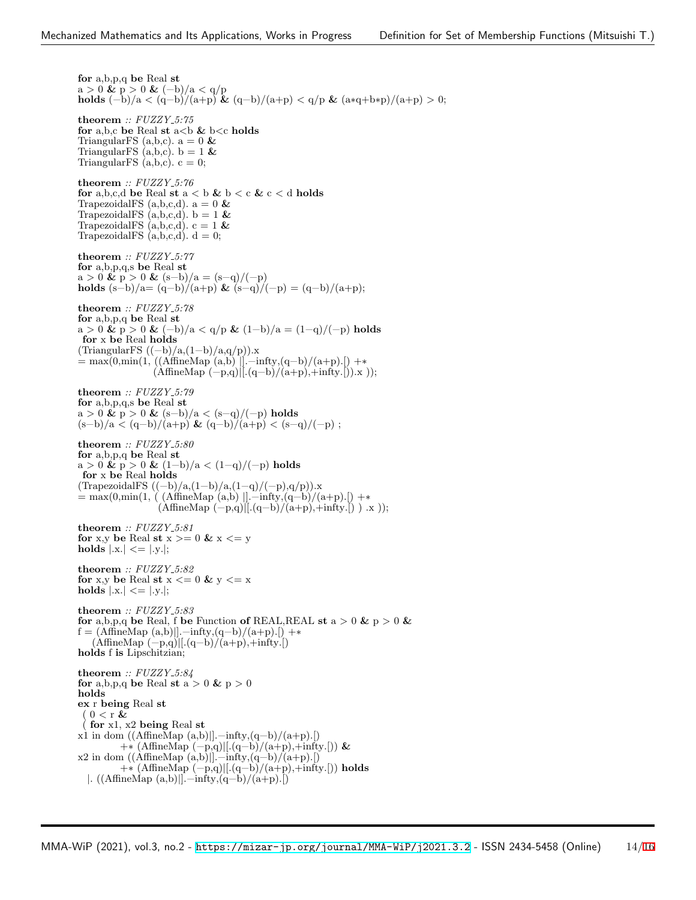```
for a,b,p,q be Real st
a > 0 & p > 0 & (−b)/a < q/p
holds (−b)/a < (q−b)/(a+p) & (q−b)/(a+p) < q/p & (a*q+b*p)/(a+p) > 0;

theorem :: FUZZY_5:75
for a,b,c be Real st a<b & b<c holds
TriangularFS (a,b,c). a = 0 &
TriangularFS (a,b,c). b = 1 &
TriangularFS (a,b,c). c = 0;

theorem :: FUZZY_5:76
for a,b,c,d be Real st a < b & b < c & c < d holds
TrapezoidalFS (a,b,c,d). a = 0 &
TrapezoidalFS (a,b,c,d). b = 1 &
TrapezoidalFS (a,b,c,d). c = 1 &
TrapezoidalFS (a,b,c,d). d = 0;

theorem :: FUZZY_5:77
for a,b,p,q,s be Real st
a > 0 & p > 0 & (s−b)/a = (s−q)/(−p)
holds (s−b)/a= (q−b)/(a+p) & (s−q)/(−p) = (q−b)/(a+p);

theorem :: FUZZY_5:78
for a,b,p,q be Real st
a > 0 & p > 0 & (−b)/a < q/p & (1−b)/a = (1−q)/(−p) holds
 for x be Real holds
(TriangularFS ((−b)/a,(1−b)/a,q/p)).x
= max(0,min(1, ((AffineMap (a,b) |].−infty,(q−b)/(a+p).[) +*
                  (AffineMap (−p,q)|[.(q−b)/(a+p),+infty.[)).x ));

theorem :: FUZZY_5:79
for a,b,p,q,s be Real st
a > 0 & p > 0 & (s−b)/a < (s−q)/(−p) holds
(s−b)/a < (q−b)/(a+p) & (q−b)/(a+p) < (s−q)/(−p) ;

theorem :: FUZZY_5:80
for a,b,p,q be Real st
a > 0 & p > 0 & (1−b)/a < (1−q)/(−p) holds
 for x be Real holds
(TrapezoidalFS ((−b)/a,(1−b)/a,(1−q)/(−p),q/p)).x
= max(0,min(1, ( (AffineMap (a,b) |].−infty,(q−b)/(a+p).[) +*
                   (AffineMap (−p,q)|[.(q−b)/(a+p),+infty.[) ) .x ));

theorem :: FUZZY_5:81
for x,y be Real st x >= 0 & x <= y
holds |.x.| <= |.y.|;

theorem :: FUZZY_5:82
for x,y be Real st x <= 0 & y <= x
holds |.x.| <= |.y.|;

theorem :: FUZZY_5:83
for a,b,p,q be Real, f be Function of REAL,REAL st a > 0 & p > 0 &
f = (AffineMap (a,b)|].−infty,(q−b)/(a+p).[) +*
    (AffineMap (−p,q)|[.(q−b)/(a+p),+infty.[)
holds f is Lipschitzian;

theorem :: FUZZY_5:84
for a,b,p,q be Real st a > 0 & p > 0
holds
ex r being Real st
 ( 0 < r &
 ( for x1, x2 being Real st
x1 in dom ((AffineMap (a,b)|].−infty,(q−b)/(a+p).[)
            +* (AffineMap (−p,q)|[.(q−b)/(a+p),+infty.[)) &
x2 in dom ((AffineMap (a,b)|].−infty,(q−b)/(a+p).[)
            +* (AffineMap (−p,q)|[.(q−b)/(a+p),+infty.[)) holds
   |. ((AffineMap (a,b)|].−infty,(q−b)/(a+p).[)
```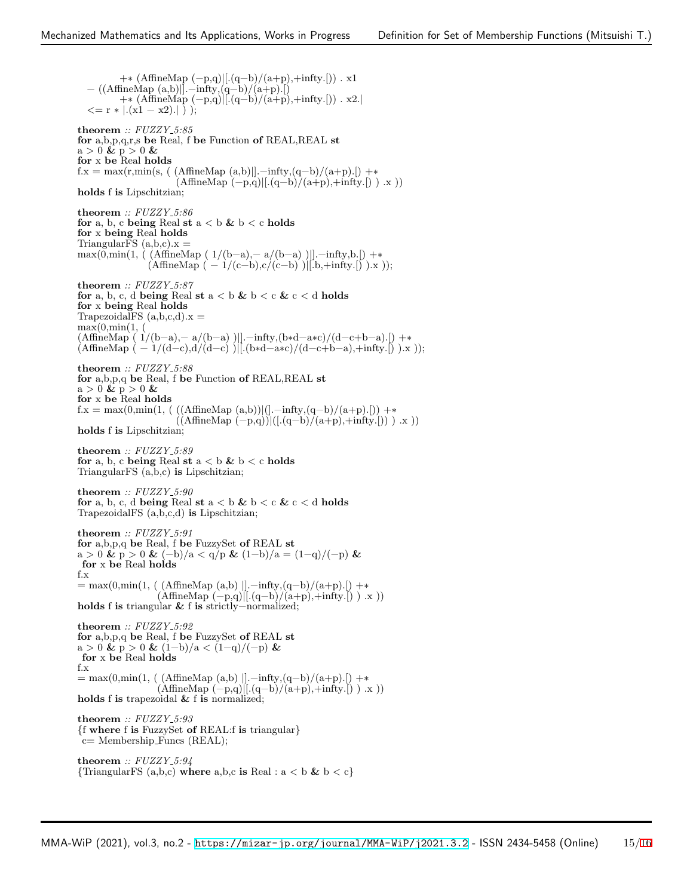```
        +* (AffineMap (-p,q)|[.(q-b)/(a+p),+infty.[)) . x1
   - ((AffineMap (a,b)|].-infty,(q-b)/(a+p).[)
        +* (AffineMap (-p,q)|[.(q-b)/(a+p),+infty.[)) . x2.|
   <= r * |.(x1 - x2).| ) );
```

**theorem** *:: FUZZY_5:85*
```
for a,b,p,q,r,s be Real, f be Function of REAL,REAL st
a > 0 & p > 0 &
for x be Real holds
f.x = max(r,min(s, ( (AffineMap (a,b)|].-infty,(q-b)/(a+p).[) +*
                     (AffineMap (-p,q)|[.(q-b)/(a+p),+infty.[) ) .x ))
holds f is Lipschitzian;
```

**theorem** *:: FUZZY_5:86*
```
for a, b, c being Real st a < b & b < c holds
for x being Real holds
TriangularFS (a,b,c).x =
max(0,min(1, ( (AffineMap ( 1/(b-a),- a/(b-a) )|].-infty,b.[) +*
              (AffineMap ( - 1/(c-b),c/(c-b) )|[.b,+infty.[) ).x ));
```

**theorem** *:: FUZZY_5:87*
```
for a, b, c, d being Real st a < b & b < c & c < d holds
for x being Real holds
TrapezoidalFS (a,b,c,d).x =
max(0,min(1, (
(AffineMap ( 1/(b-a),- a/(b-a) )|].-infty,(b*d-a*c)/(d-c+b-a).[) +*
(AffineMap ( - 1/(d-c),d/(d-c) )|[.(b*d-a*c)/(d-c+b-a),+infty.[) ).x ));
```

**theorem** *:: FUZZY_5:88*
```
for a,b,p,q be Real, f be Function of REAL,REAL st
a > 0 & p > 0 &
for x be Real holds
f.x = max(0,min(1, ( ((AffineMap (a,b))|(].-infty,(q-b)/(a+p).[)) +*
                     ((AffineMap (-p,q))|([.(q-b)/(a+p),+infty.[)) ) .x ))
holds f is Lipschitzian;
```

**theorem** *:: FUZZY_5:89*
```
for a, b, c being Real st a < b & b < c holds
TriangularFS (a,b,c) is Lipschitzian;
```

**theorem** *:: FUZZY_5:90*
```
for a, b, c, d being Real st a < b & b < c & c < d holds
TrapezoidalFS (a,b,c,d) is Lipschitzian;
```

**theorem** *:: FUZZY_5:91*
```
for a,b,p,q be Real, f be FuzzySet of REAL st
a > 0 & p > 0 & (-b)/a < q/p & (1-b)/a = (1-q)/(-p) &
 for x be Real holds
f.x
= max(0,min(1, ( (AffineMap (a,b) |].-infty,(q-b)/(a+p).[) +*
                 (AffineMap (-p,q)|[.(q-b)/(a+p),+infty.[) ) .x ))
holds f is triangular & f is strictly-normalized;
```

**theorem** *:: FUZZY_5:92*
```
for a,b,p,q be Real, f be FuzzySet of REAL st
a > 0 & p > 0 & (1-b)/a < (1-q)/(-p) &
 for x be Real holds
f.x
= max(0,min(1, ( (AffineMap (a,b) |].-infty,(q-b)/(a+p).[) +*
                 (AffineMap (-p,q)|[.(q-b)/(a+p),+infty.[) ) .x ))
holds f is trapezoidal & f is normalized;
```

**theorem** *:: FUZZY_5:93*
```
{f where f is FuzzySet of REAL:f is triangular}
 c= Membership_Funcs (REAL);
```

**theorem** *:: FUZZY_5:94*
```
{TriangularFS (a,b,c) where a,b,c is Real : a < b & b < c}
```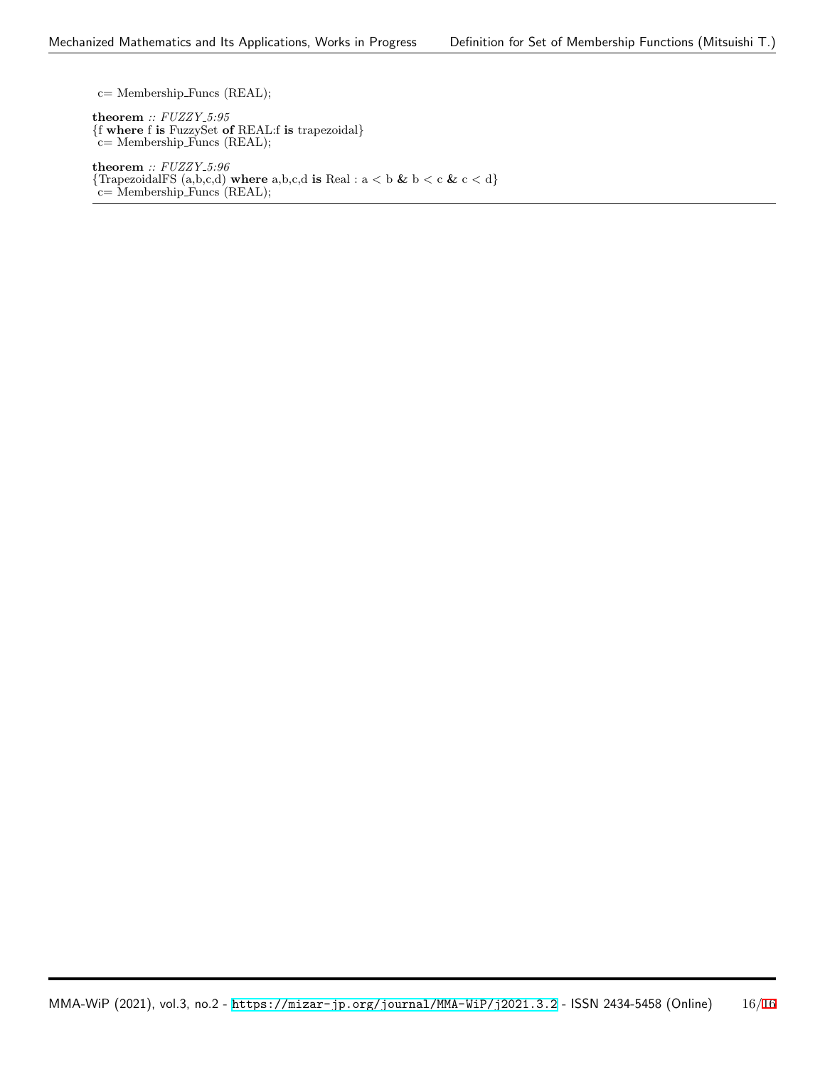c= Membership_Funcs (REAL);

**theorem** *:: FUZZY_5:95*
{f **where** f **is** FuzzySet **of** REAL:f **is** trapezoidal}
c= Membership_Funcs (REAL);

**theorem** *:: FUZZY_5:96*
{TrapezoidalFS (a,b,c,d) **where** a,b,c,d **is** Real : a < b **&** b < c **&** c < d}
c= Membership_Funcs (REAL);